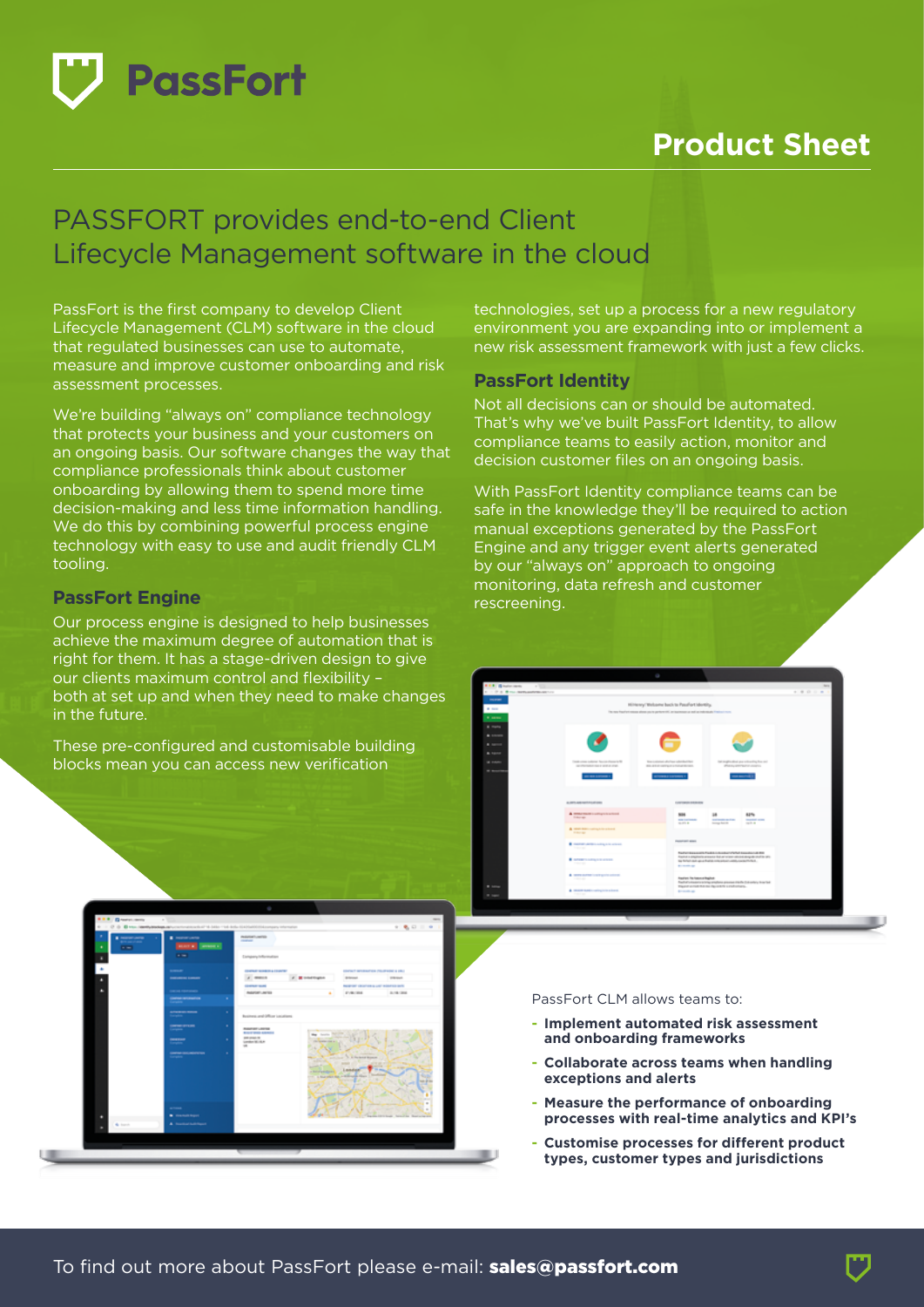# PassFort

## Product Sheet

## PASSFORT provides end-to-end Client Lifecycle Management software in the cloud

PassFort is the first company to develop Client Lifecycle Management (CLM) software in the cloud that regulated businesses can use to automate, measure and improve customer onboarding and risk assessment processes.

We're building "always on" compliance technology that protects your business and your customers on an ongoing basis. Our software changes the way that compliance professionals think about customer onboarding by allowing them to spend more time decision-making and less time information handling. We do this by combining powerful process engine technology with easy to use and audit friendly CLM tooling.

### PassFort Engine

Our process engine is designed to help businesses achieve the maximum degree of automation that is right for them. It has a stage-driven design to give our clients maximum control and flexibility – both at set up and when they need to make changes in the future.

These pre-configured and customisable building blocks mean you can access new verification technologies, set up a process for a new regulatory environment you are expanding into or implement a new risk assessment framework with just a few clicks.

### PassFort Identity

Not all decisions can or should be automated. That's why we've built PassFort Identity, to allow compliance teams to easily action, monitor and decision customer files on an ongoing basis.

With PassFort Identity compliance teams can be safe in the knowledge they'll be required to action manual exceptions generated by the PassFort Engine and any trigger event alerts generated by our "always on" approach to ongoing monitoring, data refresh and customer rescreening.

PassFort CLM allows teams to:

- **Implement automated risk assessment and onboarding frameworks**
- **Collaborate across teams when handling exceptions and alerts**
- **Measure the performance of onboarding processes with real-time analytics and KPI's**
- **Customise processes for different product types, customer types and jurisdictions**

To find out more about PassFort please e-mail: **sales@passfort.com**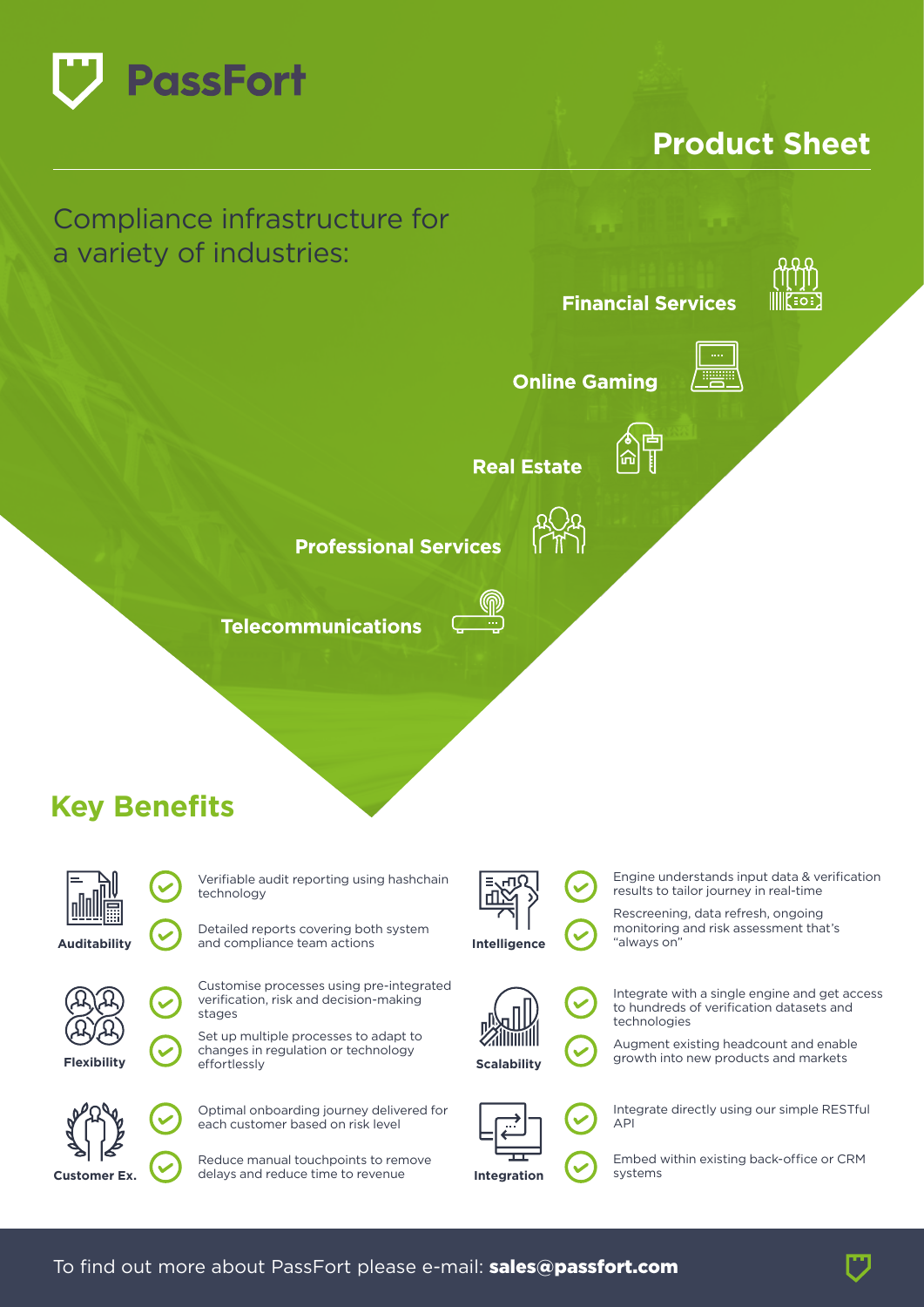# PassFort

## Product Sheet

Compliance infrastructure for a variety of industries:

- **Financial Services**
- **Online Gaming**
- **Real Estate**
- **Professional Services**
- **Telecommunications**

## Key Benefits

**Auditability**

- Verifiable audit reporting using hashchain technology
- Detailed reports covering both system and compliance team actions

**Flexibility**

- Customise processes using pre-integrated verification, risk and decision-making stages
- Set up multiple processes to adapt to changes in regulation or technology effortlessly

**Customer Ex.**

- Optimal onboarding journey delivered for each customer based on risk level
- Reduce manual touchpoints to remove delays and reduce time to revenue

**Intelligence**

- Engine understands input data & verification results to tailor journey in real-time
- Rescreening, data refresh, ongoing monitoring and risk assessment that's "always on"

**Scalability**

- Integrate with a single engine and get access to hundreds of verification datasets and technologies
- Augment existing headcount and enable growth into new products and markets

**Integration**

- Integrate directly using our simple RESTful API
- Embed within existing back-office or CRM systems

To find out more about PassFort please e-mail: **sales@passfort.com**